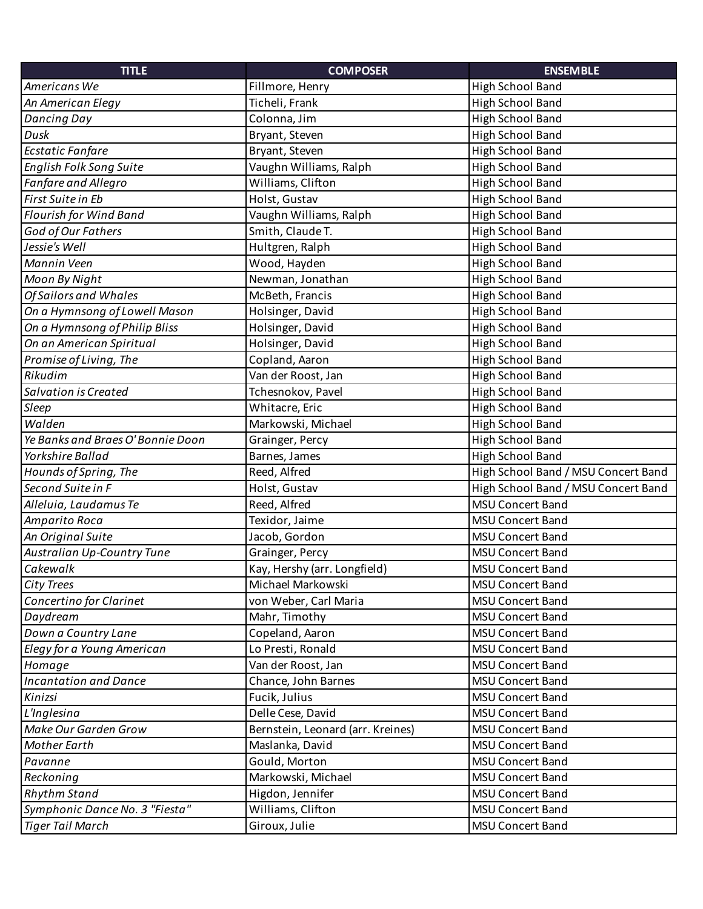| TITLE | COMPOSER | ENSEMBLE |
|---|---|---|
| *Americans We* | Fillmore, Henry | High School Band |
| *An American Elegy* | Ticheli, Frank | High School Band |
| *Dancing Day* | Colonna, Jim | High School Band |
| *Dusk* | Bryant, Steven | High School Band |
| *Ecstatic Fanfare* | Bryant, Steven | High School Band |
| *English Folk Song Suite* | Vaughn Williams, Ralph | High School Band |
| *Fanfare and Allegro* | Williams, Clifton | High School Band |
| *First Suite in Eb* | Holst, Gustav | High School Band |
| *Flourish for Wind Band* | Vaughn Williams, Ralph | High School Band |
| *God of Our Fathers* | Smith, Claude T. | High School Band |
| *Jessie's Well* | Hultgren, Ralph | High School Band |
| *Mannin Veen* | Wood, Hayden | High School Band |
| *Moon By Night* | Newman, Jonathan | High School Band |
| *Of Sailors and Whales* | McBeth, Francis | High School Band |
| *On a Hymnsong of Lowell Mason* | Holsinger, David | High School Band |
| *On a Hymnsong of Philip Bliss* | Holsinger, David | High School Band |
| *On an American Spiritual* | Holsinger, David | High School Band |
| *Promise of Living, The* | Copland, Aaron | High School Band |
| *Rikudim* | Van der Roost, Jan | High School Band |
| *Salvation is Created* | Tchesnokov, Pavel | High School Band |
| *Sleep* | Whitacre, Eric | High School Band |
| *Walden* | Markowski, Michael | High School Band |
| *Ye Banks and Braes O' Bonnie Doon* | Grainger, Percy | High School Band |
| *Yorkshire Ballad* | Barnes, James | High School Band |
| *Hounds of Spring, The* | Reed, Alfred | High School Band / MSU Concert Band |
| *Second Suite in F* | Holst, Gustav | High School Band / MSU Concert Band |
| *Alleluia, Laudamus Te* | Reed, Alfred | MSU Concert Band |
| *Amparito Roca* | Texidor, Jaime | MSU Concert Band |
| *An Original Suite* | Jacob, Gordon | MSU Concert Band |
| *Australian Up-Country Tune* | Grainger, Percy | MSU Concert Band |
| *Cakewalk* | Kay, Hershy (arr. Longfield) | MSU Concert Band |
| *City Trees* | Michael Markowski | MSU Concert Band |
| *Concertino for Clarinet* | von Weber, Carl Maria | MSU Concert Band |
| *Daydream* | Mahr, Timothy | MSU Concert Band |
| *Down a Country Lane* | Copeland, Aaron | MSU Concert Band |
| *Elegy for a Young American* | Lo Presti, Ronald | MSU Concert Band |
| *Homage* | Van der Roost, Jan | MSU Concert Band |
| *Incantation and Dance* | Chance, John Barnes | MSU Concert Band |
| *Kinizsi* | Fucik, Julius | MSU Concert Band |
| *L'Inglesina* | Delle Cese, David | MSU Concert Band |
| *Make Our Garden Grow* | Bernstein, Leonard (arr. Kreines) | MSU Concert Band |
| *Mother Earth* | Maslanka, David | MSU Concert Band |
| *Pavanne* | Gould, Morton | MSU Concert Band |
| *Reckoning* | Markowski, Michael | MSU Concert Band |
| *Rhythm Stand* | Higdon, Jennifer | MSU Concert Band |
| *Symphonic Dance No. 3 "Fiesta"* | Williams, Clifton | MSU Concert Band |
| *Tiger Tail March* | Giroux, Julie | MSU Concert Band |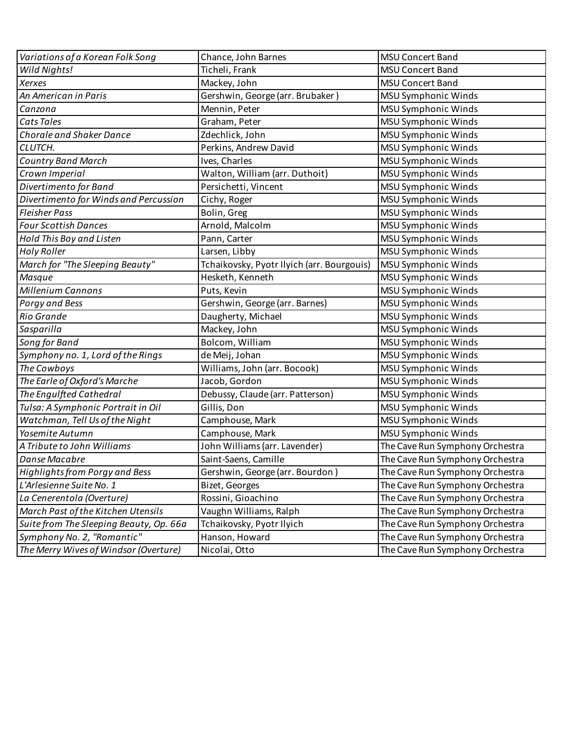| | | |
|---|---|---|
| *Variations of a Korean Folk Song* | Chance, John Barnes | MSU Concert Band |
| *Wild Nights!* | Ticheli, Frank | MSU Concert Band |
| *Xerxes* | Mackey, John | MSU Concert Band |
| *An American in Paris* | Gershwin, George (arr. Brubaker ) | MSU Symphonic Winds |
| *Canzona* | Mennin, Peter | MSU Symphonic Winds |
| *Cats Tales* | Graham, Peter | MSU Symphonic Winds |
| *Chorale and Shaker Dance* | Zdechlick, John | MSU Symphonic Winds |
| *CLUTCH.* | Perkins, Andrew David | MSU Symphonic Winds |
| *Country Band March* | Ives, Charles | MSU Symphonic Winds |
| *Crown Imperial* | Walton, William (arr. Duthoit) | MSU Symphonic Winds |
| *Divertimento for Band* | Persichetti, Vincent | MSU Symphonic Winds |
| *Divertimento for Winds and Percussion* | Cichy, Roger | MSU Symphonic Winds |
| *Fleisher Pass* | Bolin, Greg | MSU Symphonic Winds |
| *Four Scottish Dances* | Arnold, Malcolm | MSU Symphonic Winds |
| *Hold This Boy and Listen* | Pann, Carter | MSU Symphonic Winds |
| *Holy Roller* | Larsen, Libby | MSU Symphonic Winds |
| *March for "The Sleeping Beauty"* | Tchaikovsky, Pyotr Ilyich (arr. Bourgouis) | MSU Symphonic Winds |
| *Masque* | Hesketh, Kenneth | MSU Symphonic Winds |
| *Millenium Cannons* | Puts, Kevin | MSU Symphonic Winds |
| *Porgy and Bess* | Gershwin, George (arr. Barnes) | MSU Symphonic Winds |
| *Rio Grande* | Daugherty, Michael | MSU Symphonic Winds |
| *Sasparilla* | Mackey, John | MSU Symphonic Winds |
| *Song for Band* | Bolcom, William | MSU Symphonic Winds |
| *Symphony no. 1, Lord of the Rings* | de Meij, Johan | MSU Symphonic Winds |
| *The Cowboys* | Williams, John (arr. Bocook) | MSU Symphonic Winds |
| *The Earle of Oxford's Marche* | Jacob, Gordon | MSU Symphonic Winds |
| *The Engulfted Cathedral* | Debussy, Claude (arr. Patterson) | MSU Symphonic Winds |
| *Tulsa: A Symphonic Portrait in Oil* | Gillis, Don | MSU Symphonic Winds |
| *Watchman, Tell Us of the Night* | Camphouse, Mark | MSU Symphonic Winds |
| *Yosemite Autumn* | Camphouse, Mark | MSU Symphonic Winds |
| *A Tribute to John Williams* | John Williams (arr. Lavender) | The Cave Run Symphony Orchestra |
| *Danse Macabre* | Saint-Saens, Camille | The Cave Run Symphony Orchestra |
| *Highlights from Porgy and Bess* | Gershwin, George (arr. Bourdon ) | The Cave Run Symphony Orchestra |
| *L'Arlesienne Suite No. 1* | Bizet, Georges | The Cave Run Symphony Orchestra |
| *La Cenerentola (Overture)* | Rossini, Gioachino | The Cave Run Symphony Orchestra |
| *March Past of the Kitchen Utensils* | Vaughn Williams, Ralph | The Cave Run Symphony Orchestra |
| *Suite from The Sleeping Beauty, Op. 66a* | Tchaikovsky, Pyotr Ilyich | The Cave Run Symphony Orchestra |
| *Symphony No. 2, "Romantic"* | Hanson, Howard | The Cave Run Symphony Orchestra |
| *The Merry Wives of Windsor (Overture)* | Nicolai, Otto | The Cave Run Symphony Orchestra |